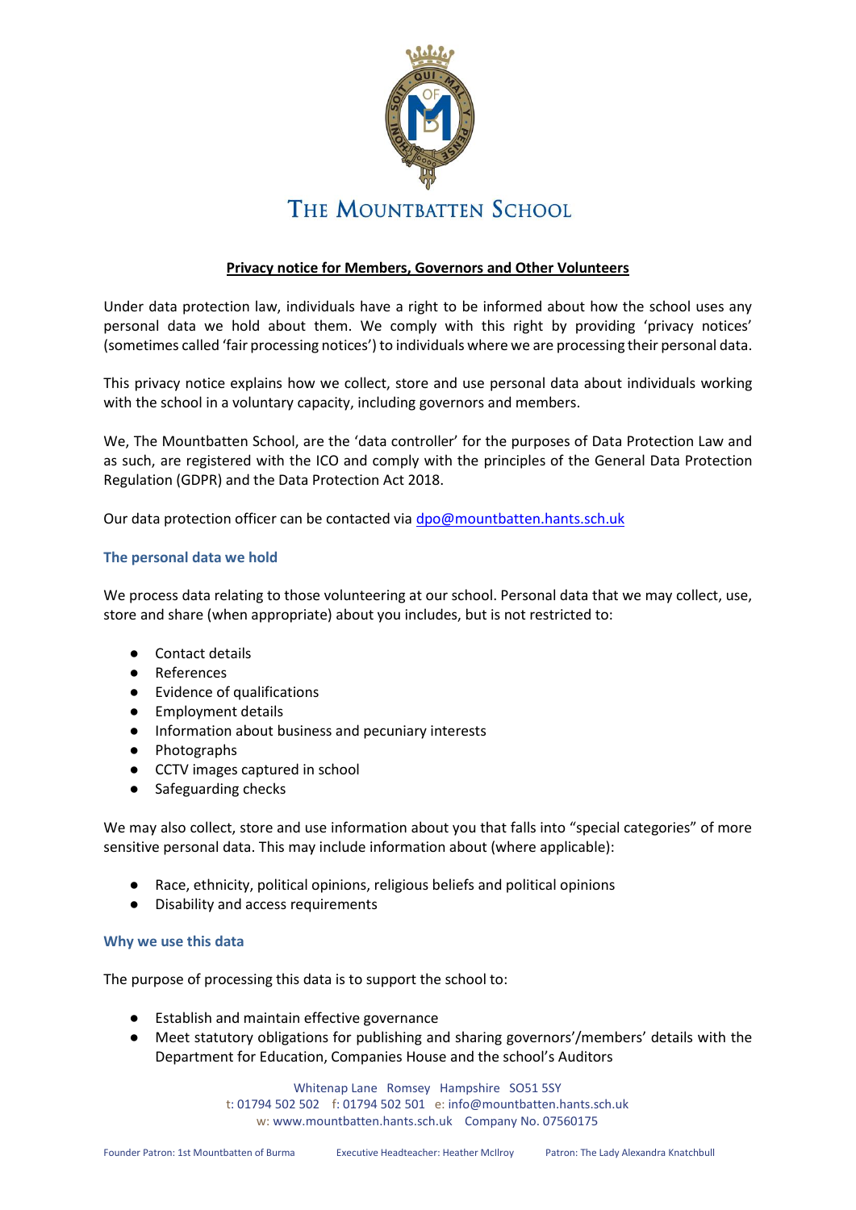# The Mountbatten School

## Privacy notice for Members, Governors and Other Volunteers

Under data protection law, individuals have a right to be informed about how the school uses any personal data we hold about them. We comply with this right by providing 'privacy notices' (sometimes called 'fair processing notices') to individuals where we are processing their personal data.

This privacy notice explains how we collect, store and use personal data about individuals working with the school in a voluntary capacity, including governors and members.

We, The Mountbatten School, are the 'data controller' for the purposes of Data Protection Law and as such, are registered with the ICO and comply with the principles of the General Data Protection Regulation (GDPR) and the Data Protection Act 2018.

Our data protection officer can be contacted via dpo@mountbatten.hants.sch.uk

### The personal data we hold

We process data relating to those volunteering at our school. Personal data that we may collect, use, store and share (when appropriate) about you includes, but is not restricted to:

- Contact details
- References
- Evidence of qualifications
- Employment details
- Information about business and pecuniary interests
- Photographs
- CCTV images captured in school
- Safeguarding checks

We may also collect, store and use information about you that falls into "special categories" of more sensitive personal data. This may include information about (where applicable):

- Race, ethnicity, political opinions, religious beliefs and political opinions
- Disability and access requirements

### Why we use this data

The purpose of processing this data is to support the school to:

- Establish and maintain effective governance
- Meet statutory obligations for publishing and sharing governors'/members' details with the Department for Education, Companies House and the school's Auditors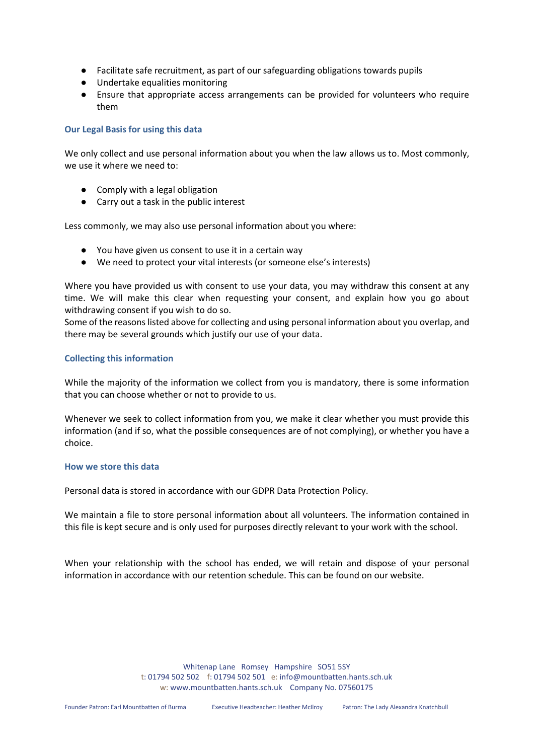- Facilitate safe recruitment, as part of our safeguarding obligations towards pupils
- Undertake equalities monitoring
- Ensure that appropriate access arrangements can be provided for volunteers who require them

### Our Legal Basis for using this data

We only collect and use personal information about you when the law allows us to. Most commonly, we use it where we need to:

- Comply with a legal obligation
- Carry out a task in the public interest

Less commonly, we may also use personal information about you where:

- You have given us consent to use it in a certain way
- We need to protect your vital interests (or someone else's interests)

Where you have provided us with consent to use your data, you may withdraw this consent at any time. We will make this clear when requesting your consent, and explain how you go about withdrawing consent if you wish to do so.
Some of the reasons listed above for collecting and using personal information about you overlap, and there may be several grounds which justify our use of your data.

### Collecting this information

While the majority of the information we collect from you is mandatory, there is some information that you can choose whether or not to provide to us.

Whenever we seek to collect information from you, we make it clear whether you must provide this information (and if so, what the possible consequences are of not complying), or whether you have a choice.

### How we store this data

Personal data is stored in accordance with our GDPR Data Protection Policy.

We maintain a file to store personal information about all volunteers. The information contained in this file is kept secure and is only used for purposes directly relevant to your work with the school.

When your relationship with the school has ended, we will retain and dispose of your personal information in accordance with our retention schedule. This can be found on our website.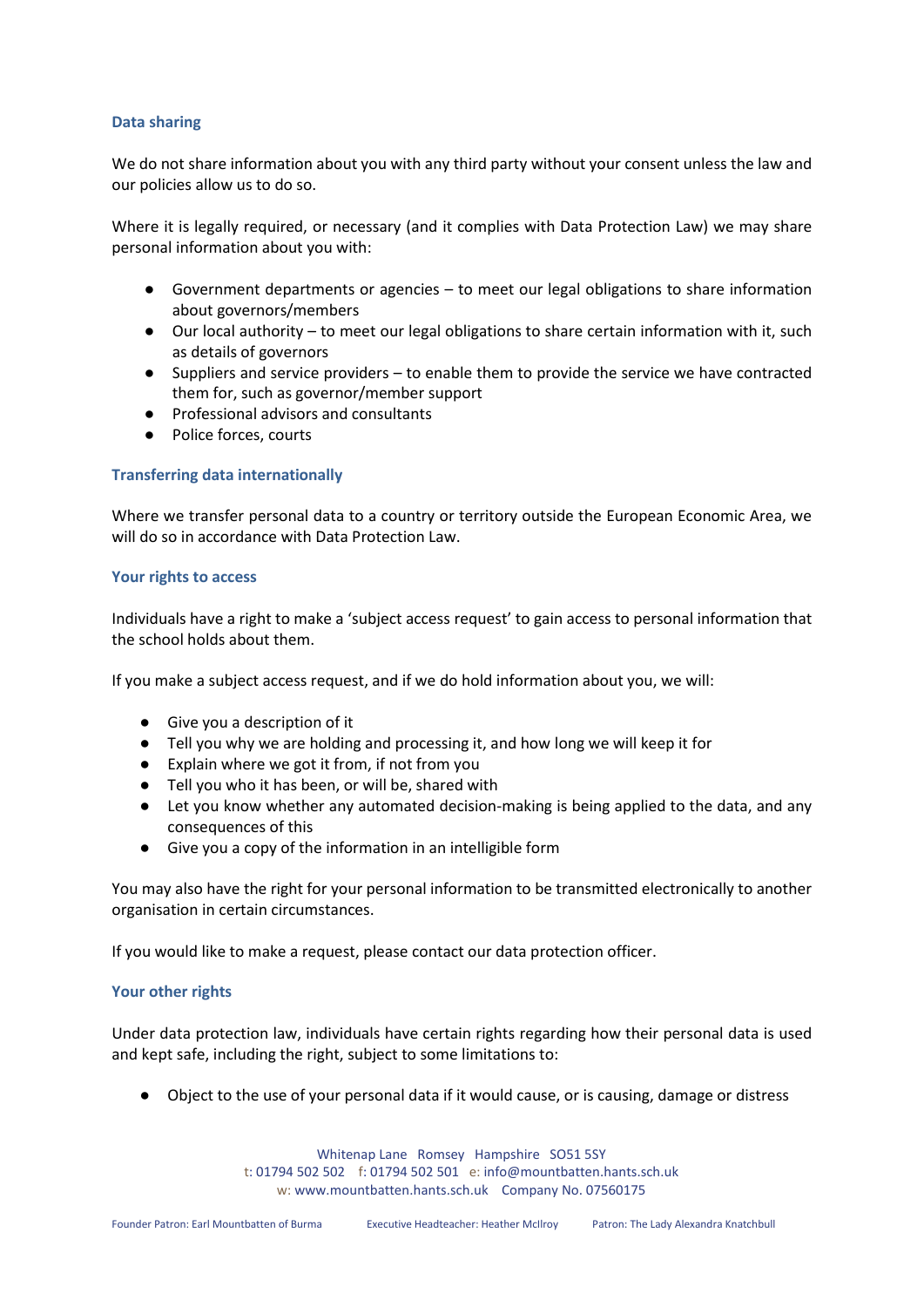### Data sharing

We do not share information about you with any third party without your consent unless the law and our policies allow us to do so.

Where it is legally required, or necessary (and it complies with Data Protection Law) we may share personal information about you with:

- Government departments or agencies – to meet our legal obligations to share information about governors/members
- Our local authority – to meet our legal obligations to share certain information with it, such as details of governors
- Suppliers and service providers – to enable them to provide the service we have contracted them for, such as governor/member support
- Professional advisors and consultants
- Police forces, courts

### Transferring data internationally

Where we transfer personal data to a country or territory outside the European Economic Area, we will do so in accordance with Data Protection Law.

### Your rights to access

Individuals have a right to make a 'subject access request' to gain access to personal information that the school holds about them.

If you make a subject access request, and if we do hold information about you, we will:

- Give you a description of it
- Tell you why we are holding and processing it, and how long we will keep it for
- Explain where we got it from, if not from you
- Tell you who it has been, or will be, shared with
- Let you know whether any automated decision-making is being applied to the data, and any consequences of this
- Give you a copy of the information in an intelligible form

You may also have the right for your personal information to be transmitted electronically to another organisation in certain circumstances.

If you would like to make a request, please contact our data protection officer.

### Your other rights

Under data protection law, individuals have certain rights regarding how their personal data is used and kept safe, including the right, subject to some limitations to:

- Object to the use of your personal data if it would cause, or is causing, damage or distress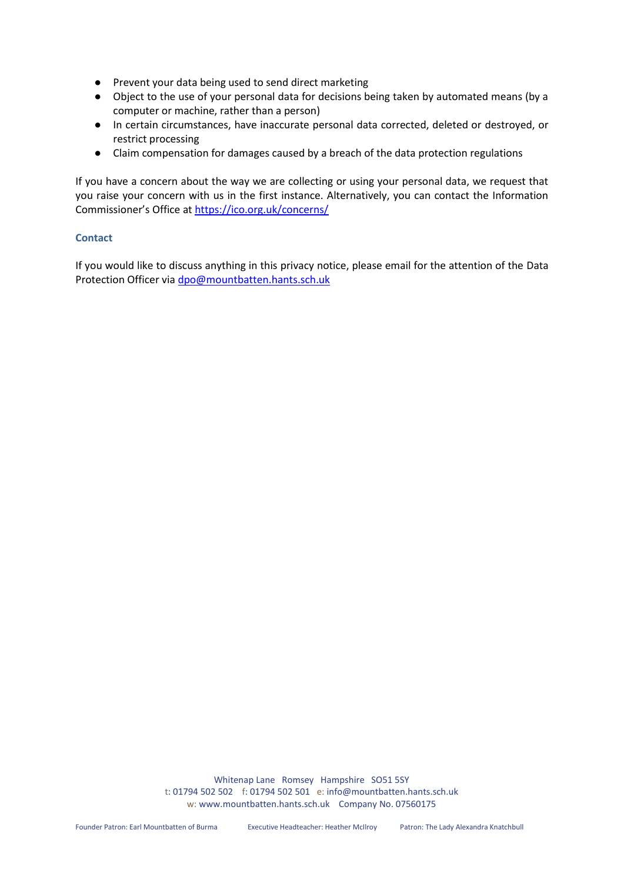- Prevent your data being used to send direct marketing
- Object to the use of your personal data for decisions being taken by automated means (by a computer or machine, rather than a person)
- In certain circumstances, have inaccurate personal data corrected, deleted or destroyed, or restrict processing
- Claim compensation for damages caused by a breach of the data protection regulations

If you have a concern about the way we are collecting or using your personal data, we request that you raise your concern with us in the first instance. Alternatively, you can contact the Information Commissioner's Office at https://ico.org.uk/concerns/

### Contact

If you would like to discuss anything in this privacy notice, please email for the attention of the Data Protection Officer via dpo@mountbatten.hants.sch.uk